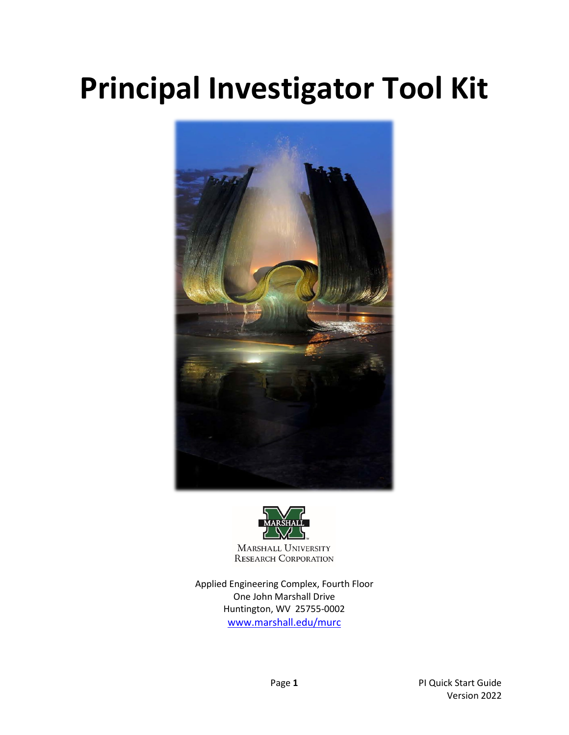# Principal Investigator Tool Kit

Marshall University Research Corporation

Applied Engineering Complex, Fourth Floor
One John Marshall Drive
Huntington, WV 25755-0002
[www.marshall.edu/murc](http://www.marshall.edu/murc)

PI Quick Start Guide
Version 2022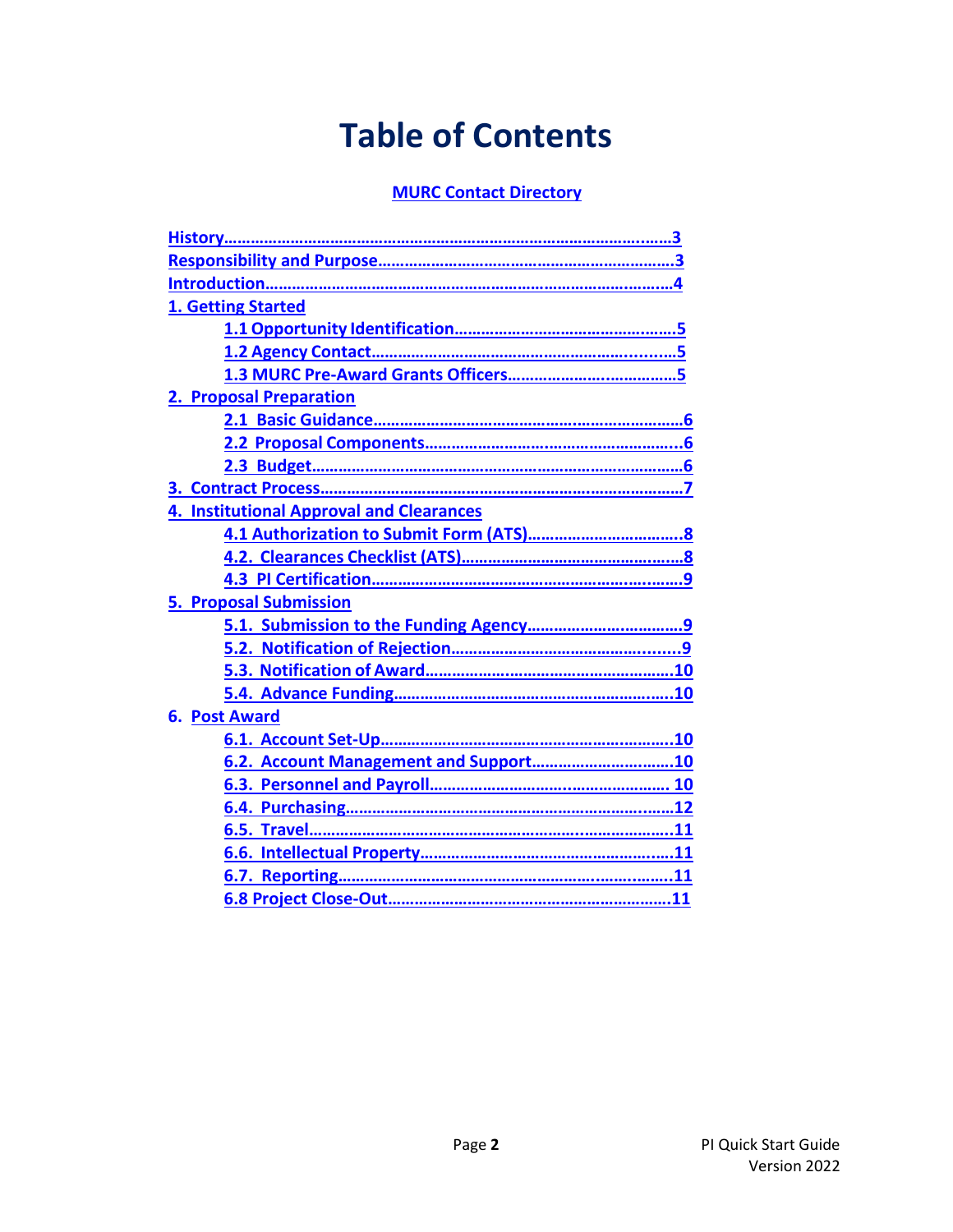# Table of Contents

**MURC Contact Directory**

- History……………………………………………………………………………3
- Responsibility and Purpose………………………………………………………3
- Introduction………………………………………………………………………4
- 1. Getting Started
  - 1.1 Opportunity Identification………………………………………5
  - 1.2 Agency Contact…………………………………………………5
  - 1.3 MURC Pre-Award Grants Officers……………………………5
- 2. Proposal Preparation
  - 2.1 Basic Guidance…………………………………………………6
  - 2.2 Proposal Components…………………………………………6
  - 2.3 Budget……………………………………………………………6
- 3. Contract Process…………………………………………………………7
- 4. Institutional Approval and Clearances
  - 4.1 Authorization to Submit Form (ATS)…………………………8
  - 4.2. Clearances Checklist (ATS)…………………………………8
  - 4.3 PI Certification…………………………………………………9
- 5. Proposal Submission
  - 5.1. Submission to the Funding Agency…………………………9
  - 5.2. Notification of Rejection………………………………………9
  - 5.3. Notification of Award…………………………………………10
  - 5.4. Advance Funding………………………………………………10
- 6. Post Award
  - 6.1. Account Set-Up…………………………………………………10
  - 6.2. Account Management and Support…………………………10
  - 6.3. Personnel and Payroll…………………………………………10
  - 6.4. Purchasing………………………………………………………12
  - 6.5. Travel……………………………………………………………11
  - 6.6. Intellectual Property……………………………………………11
  - 6.7. Reporting…………………………………………………………11
  - 6.8 Project Close-Out…………………………………………………11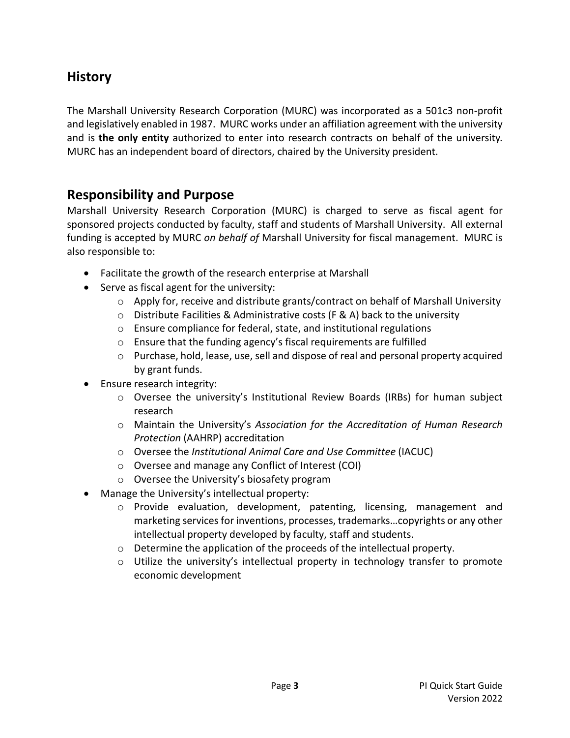## History

The Marshall University Research Corporation (MURC) was incorporated as a 501c3 non-profit and legislatively enabled in 1987. MURC works under an affiliation agreement with the university and is **the only entity** authorized to enter into research contracts on behalf of the university. MURC has an independent board of directors, chaired by the University president.

## Responsibility and Purpose

Marshall University Research Corporation (MURC) is charged to serve as fiscal agent for sponsored projects conducted by faculty, staff and students of Marshall University. All external funding is accepted by MURC *on behalf of* Marshall University for fiscal management. MURC is also responsible to:

- Facilitate the growth of the research enterprise at Marshall
- Serve as fiscal agent for the university:
  - Apply for, receive and distribute grants/contract on behalf of Marshall University
  - Distribute Facilities & Administrative costs (F & A) back to the university
  - Ensure compliance for federal, state, and institutional regulations
  - Ensure that the funding agency's fiscal requirements are fulfilled
  - Purchase, hold, lease, use, sell and dispose of real and personal property acquired by grant funds.
- Ensure research integrity:
  - Oversee the university's Institutional Review Boards (IRBs) for human subject research
  - Maintain the University's *Association for the Accreditation of Human Research Protection* (AAHRP) accreditation
  - Oversee the *Institutional Animal Care and Use Committee* (IACUC)
  - Oversee and manage any Conflict of Interest (COI)
  - Oversee the University's biosafety program
- Manage the University's intellectual property:
  - Provide evaluation, development, patenting, licensing, management and marketing services for inventions, processes, trademarks…copyrights or any other intellectual property developed by faculty, staff and students.
  - Determine the application of the proceeds of the intellectual property.
  - Utilize the university's intellectual property in technology transfer to promote economic development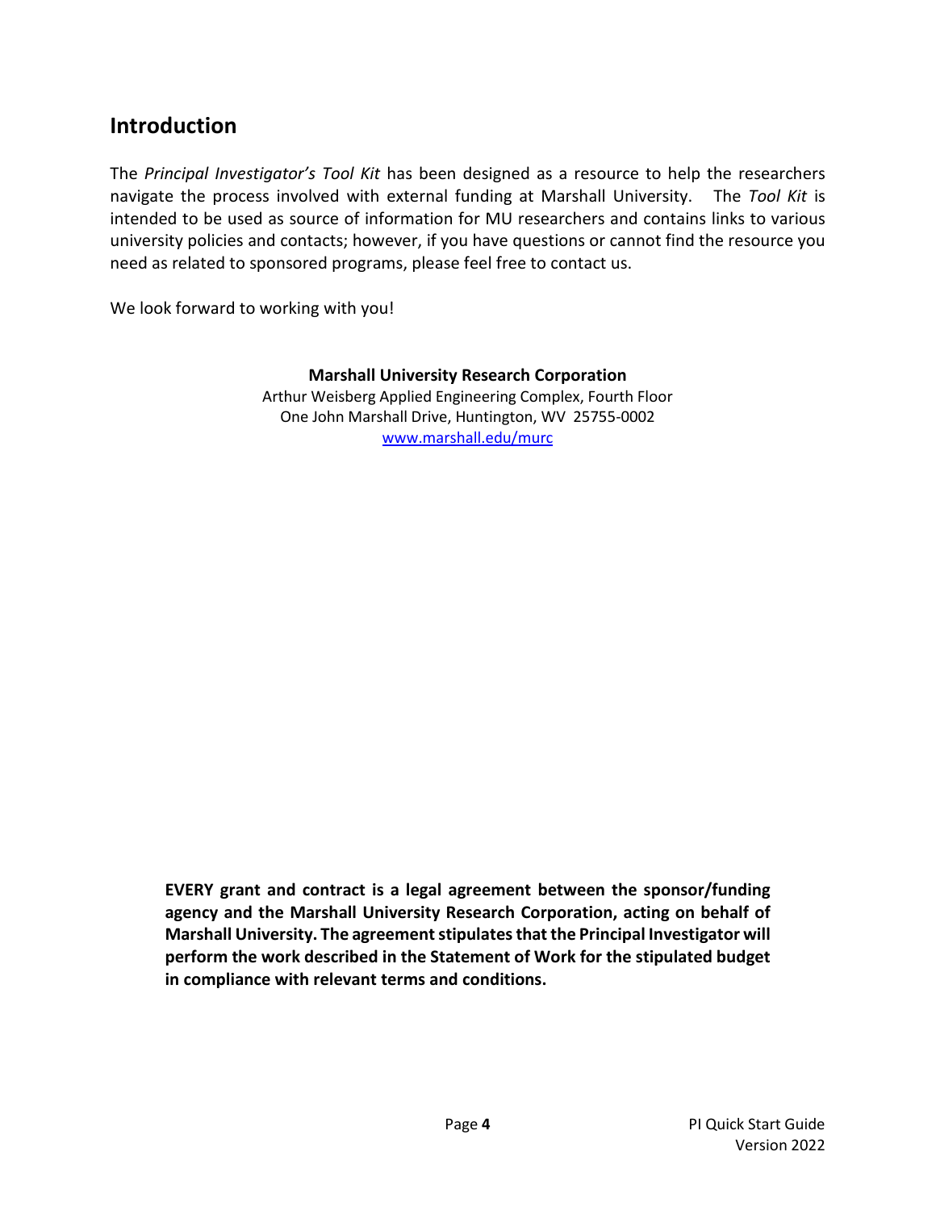## Introduction

The *Principal Investigator's Tool Kit* has been designed as a resource to help the researchers navigate the process involved with external funding at Marshall University. The *Tool Kit* is intended to be used as source of information for MU researchers and contains links to various university policies and contacts; however, if you have questions or cannot find the resource you need as related to sponsored programs, please feel free to contact us.

We look forward to working with you!

**Marshall University Research Corporation**
Arthur Weisberg Applied Engineering Complex, Fourth Floor
One John Marshall Drive, Huntington, WV 25755-0002
[www.marshall.edu/murc](www.marshall.edu/murc)

**EVERY grant and contract is a legal agreement between the sponsor/funding agency and the Marshall University Research Corporation, acting on behalf of Marshall University. The agreement stipulates that the Principal Investigator will perform the work described in the Statement of Work for the stipulated budget in compliance with relevant terms and conditions.**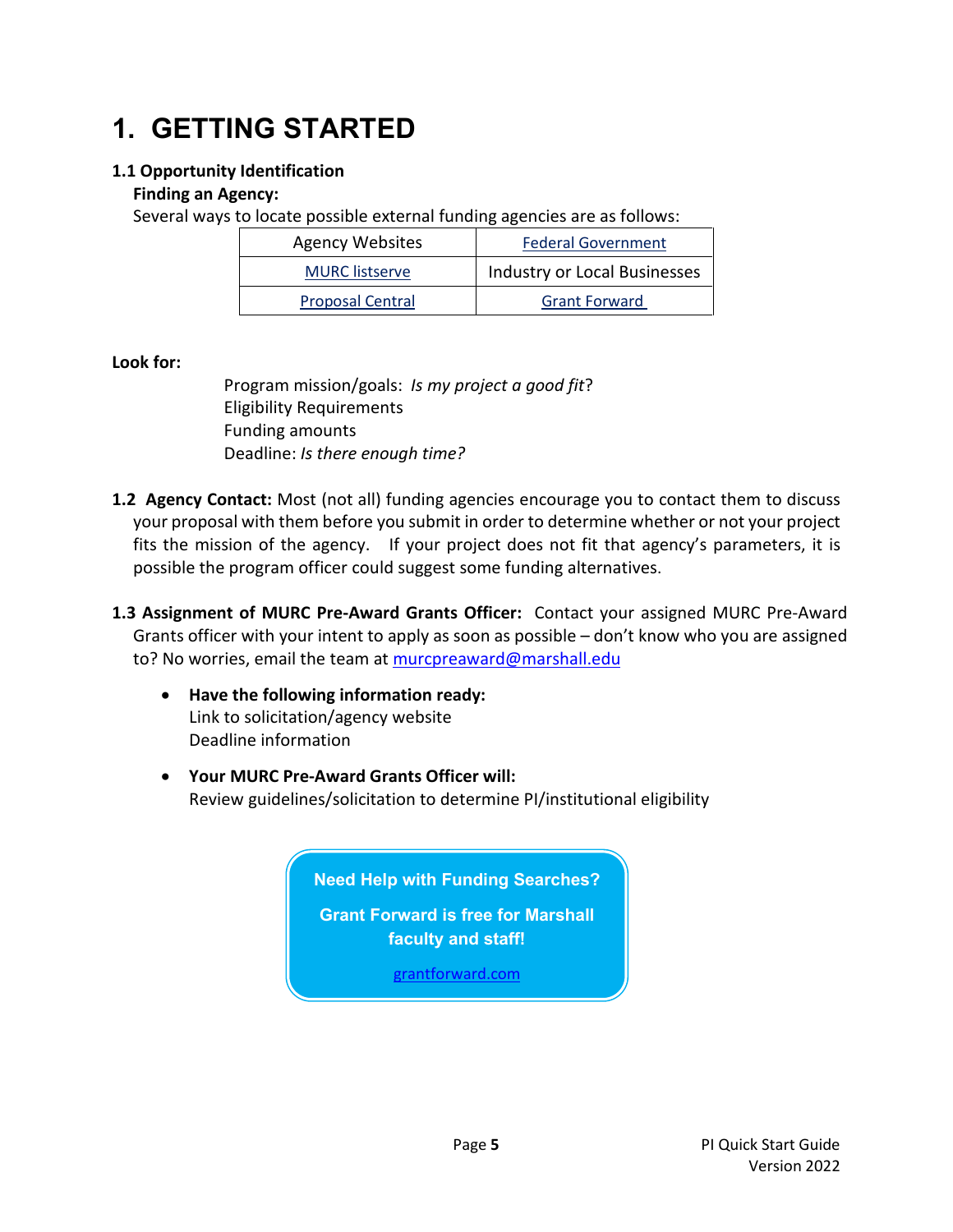# 1. GETTING STARTED

### 1.1 Opportunity Identification

**Finding an Agency:**

Several ways to locate possible external funding agencies are as follows:

| Agency Websites | Federal Government |
|---|---|
| MURC listserve | Industry or Local Businesses |
| Proposal Central | Grant Forward |

**Look for:**

Program mission/goals: *Is my project a good fit*?
Eligibility Requirements
Funding amounts
Deadline: *Is there enough time?*

**1.2 Agency Contact:** Most (not all) funding agencies encourage you to contact them to discuss your proposal with them before you submit in order to determine whether or not your project fits the mission of the agency. If your project does not fit that agency's parameters, it is possible the program officer could suggest some funding alternatives.

**1.3 Assignment of MURC Pre-Award Grants Officer:** Contact your assigned MURC Pre-Award Grants officer with your intent to apply as soon as possible – don't know who you are assigned to? No worries, email the team at murcpreaward@marshall.edu

- **Have the following information ready:**
  Link to solicitation/agency website
  Deadline information
- **Your MURC Pre-Award Grants Officer will:**
  Review guidelines/solicitation to determine PI/institutional eligibility

**Need Help with Funding Searches?**

**Grant Forward is free for Marshall faculty and staff!**

grantforward.com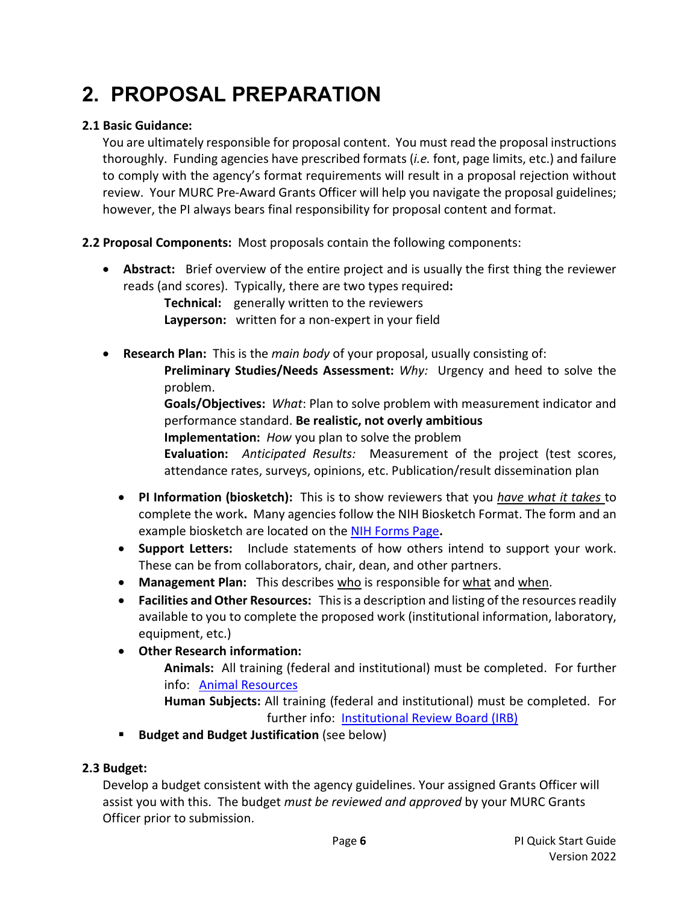# 2. PROPOSAL PREPARATION

**2.1 Basic Guidance:**

You are ultimately responsible for proposal content. You must read the proposal instructions thoroughly. Funding agencies have prescribed formats (*i.e.* font, page limits, etc.) and failure to comply with the agency's format requirements will result in a proposal rejection without review. Your MURC Pre-Award Grants Officer will help you navigate the proposal guidelines; however, the PI always bears final responsibility for proposal content and format.

**2.2 Proposal Components:** Most proposals contain the following components:

- **Abstract:** Brief overview of the entire project and is usually the first thing the reviewer reads (and scores). Typically, there are two types required**:**
  - **Technical:** generally written to the reviewers
  - **Layperson:** written for a non-expert in your field
- **Research Plan:** This is the *main body* of your proposal, usually consisting of:
  - **Preliminary Studies/Needs Assessment:** *Why:* Urgency and heed to solve the problem.
  - **Goals/Objectives:** *What*: Plan to solve problem with measurement indicator and performance standard. **Be realistic, not overly ambitious**
  - **Implementation:** *How* you plan to solve the problem
  - **Evaluation:** *Anticipated Results:* Measurement of the project (test scores, attendance rates, surveys, opinions, etc. Publication/result dissemination plan
- **PI Information (biosketch):** This is to show reviewers that you ***have what it takes*** to complete the work**.** Many agencies follow the NIH Biosketch Format. The form and an example biosketch are located on the [NIH Forms Page](NIH Forms Page)**.**
- **Support Letters:** Include statements of how others intend to support your work. These can be from collaborators, chair, dean, and other partners.
- **Management Plan:** This describes who is responsible for what and when.
- **Facilities and Other Resources:** This is a description and listing of the resources readily available to you to complete the proposed work (institutional information, laboratory, equipment, etc.)
- **Other Research information:**
  - **Animals:** All training (federal and institutional) must be completed. For further info: [Animal Resources](Animal Resources)
  - **Human Subjects:** All training (federal and institutional) must be completed. For further info: [Institutional Review Board (IRB)](Institutional Review Board (IRB))
- **Budget and Budget Justification** (see below)

**2.3 Budget:**

Develop a budget consistent with the agency guidelines. Your assigned Grants Officer will assist you with this. The budget *must be reviewed and approved* by your MURC Grants Officer prior to submission.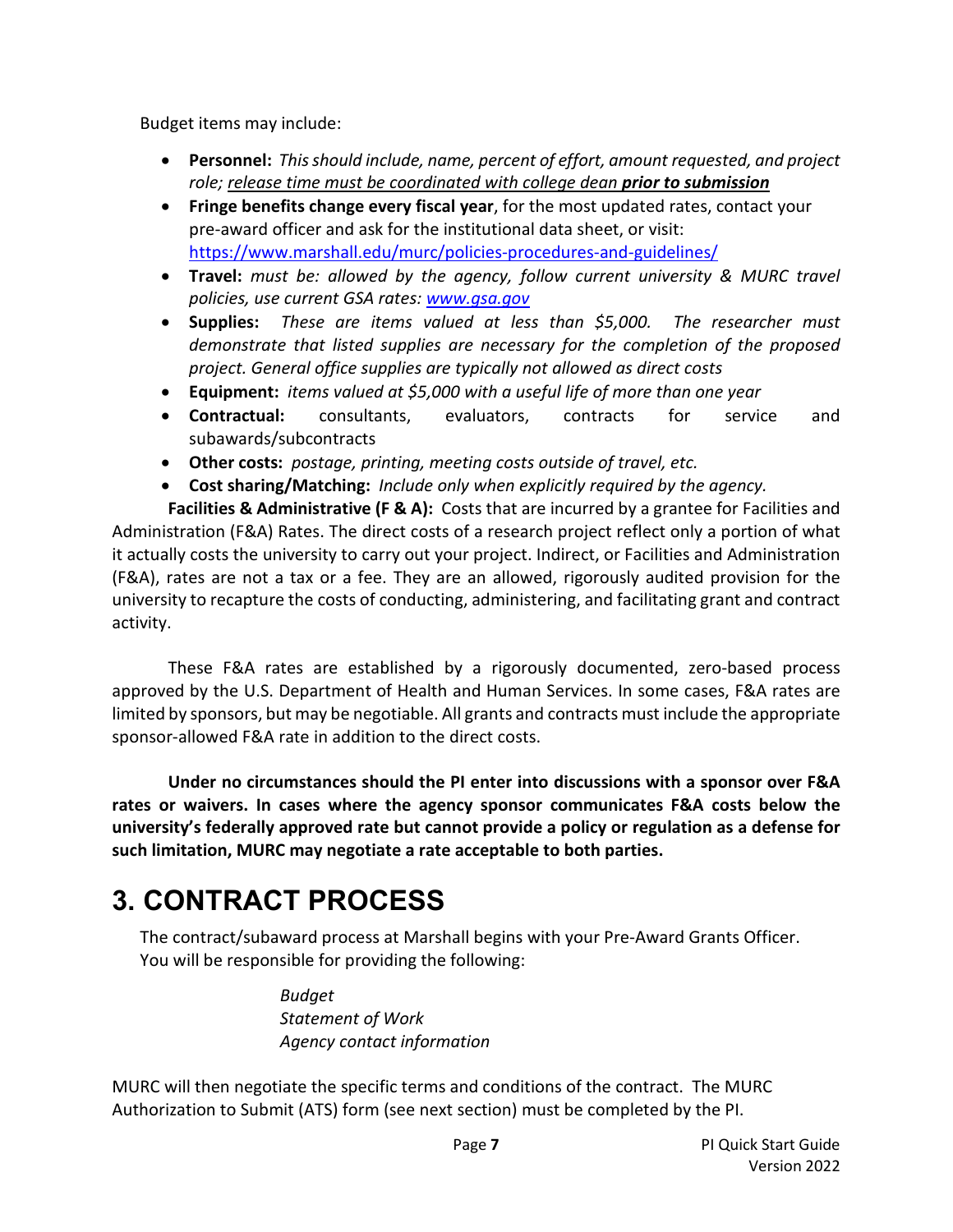Budget items may include:

- **Personnel:** *This should include, name, percent of effort, amount requested, and project role; <u>release time must be coordinated with college dean **prior to submission**</u>*
- **Fringe benefits change every fiscal year**, for the most updated rates, contact your pre-award officer and ask for the institutional data sheet, or visit: https://www.marshall.edu/murc/policies-procedures-and-guidelines/
- **Travel:** *must be: allowed by the agency, follow current university & MURC travel policies, use current GSA rates: www.gsa.gov*
- **Supplies:** *These are items valued at less than $5,000. The researcher must demonstrate that listed supplies are necessary for the completion of the proposed project. General office supplies are typically not allowed as direct costs*
- **Equipment:** *items valued at $5,000 with a useful life of more than one year*
- **Contractual:** consultants, evaluators, contracts for service and subawards/subcontracts
- **Other costs:** *postage, printing, meeting costs outside of travel, etc.*
- **Cost sharing/Matching:** *Include only when explicitly required by the agency.*

**Facilities & Administrative (F & A):** Costs that are incurred by a grantee for Facilities and Administration (F&A) Rates. The direct costs of a research project reflect only a portion of what it actually costs the university to carry out your project. Indirect, or Facilities and Administration (F&A), rates are not a tax or a fee. They are an allowed, rigorously audited provision for the university to recapture the costs of conducting, administering, and facilitating grant and contract activity.

These F&A rates are established by a rigorously documented, zero-based process approved by the U.S. Department of Health and Human Services. In some cases, F&A rates are limited by sponsors, but may be negotiable. All grants and contracts must include the appropriate sponsor-allowed F&A rate in addition to the direct costs.

**Under no circumstances should the PI enter into discussions with a sponsor over F&A rates or waivers. In cases where the agency sponsor communicates F&A costs below the university's federally approved rate but cannot provide a policy or regulation as a defense for such limitation, MURC may negotiate a rate acceptable to both parties.**

# 3. CONTRACT PROCESS

The contract/subaward process at Marshall begins with your Pre-Award Grants Officer. You will be responsible for providing the following:

*Budget*
*Statement of Work*
*Agency contact information*

MURC will then negotiate the specific terms and conditions of the contract. The MURC Authorization to Submit (ATS) form (see next section) must be completed by the PI.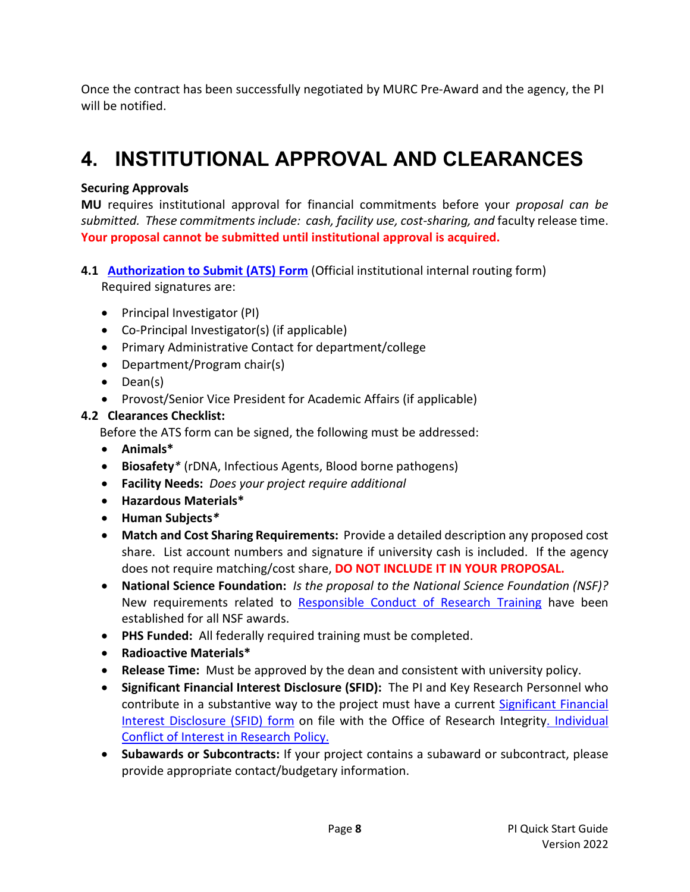Once the contract has been successfully negotiated by MURC Pre-Award and the agency, the PI will be notified.

# 4. INSTITUTIONAL APPROVAL AND CLEARANCES

**Securing Approvals**

**MU** requires institutional approval for financial commitments before your *proposal can be submitted. These commitments include: cash, facility use, cost-sharing, and* faculty release time. **Your proposal cannot be submitted until institutional approval is acquired.**

**4.1 Authorization to Submit (ATS) Form** (Official institutional internal routing form)

Required signatures are:

- Principal Investigator (PI)
- Co-Principal Investigator(s) (if applicable)
- Primary Administrative Contact for department/college
- Department/Program chair(s)
- Dean(s)
- Provost/Senior Vice President for Academic Affairs (if applicable)

**4.2 Clearances Checklist:**

Before the ATS form can be signed, the following must be addressed:

- **Animals***
- **Biosafety*** (rDNA, Infectious Agents, Blood borne pathogens)
- **Facility Needs:** *Does your project require additional*
- **Hazardous Materials***
- **Human Subjects***
- **Match and Cost Sharing Requirements:** Provide a detailed description any proposed cost share. List account numbers and signature if university cash is included. If the agency does not require matching/cost share, **DO NOT INCLUDE IT IN YOUR PROPOSAL.**
- **National Science Foundation:** *Is the proposal to the National Science Foundation (NSF)?* New requirements related to Responsible Conduct of Research Training have been established for all NSF awards.
- **PHS Funded:** All federally required training must be completed.
- **Radioactive Materials***
- **Release Time:** Must be approved by the dean and consistent with university policy.
- **Significant Financial Interest Disclosure (SFID):** The PI and Key Research Personnel who contribute in a substantive way to the project must have a current Significant Financial Interest Disclosure (SFID) form on file with the Office of Research Integrity. Individual Conflict of Interest in Research Policy.
- **Subawards or Subcontracts:** If your project contains a subaward or subcontract, please provide appropriate contact/budgetary information.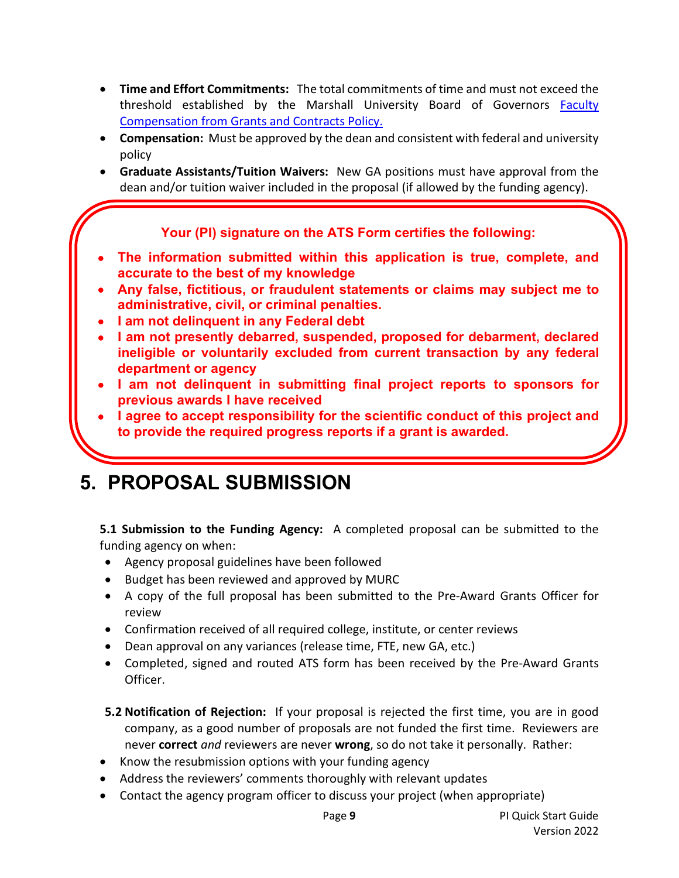- **Time and Effort Commitments:** The total commitments of time and must not exceed the threshold established by the Marshall University Board of Governors [Faculty Compensation from Grants and Contracts Policy.](#)
- **Compensation:** Must be approved by the dean and consistent with federal and university policy
- **Graduate Assistants/Tuition Waivers:** New GA positions must have approval from the dean and/or tuition waiver included in the proposal (if allowed by the funding agency).

**Your (PI) signature on the ATS Form certifies the following:**

- **The information submitted within this application is true, complete, and accurate to the best of my knowledge**
- **Any false, fictitious, or fraudulent statements or claims may subject me to administrative, civil, or criminal penalties.**
- **I am not delinquent in any Federal debt**
- **I am not presently debarred, suspended, proposed for debarment, declared ineligible or voluntarily excluded from current transaction by any federal department or agency**
- **I am not delinquent in submitting final project reports to sponsors for previous awards I have received**
- **I agree to accept responsibility for the scientific conduct of this project and to provide the required progress reports if a grant is awarded.**

# 5. PROPOSAL SUBMISSION

**5.1 Submission to the Funding Agency:** A completed proposal can be submitted to the funding agency on when:

- Agency proposal guidelines have been followed
- Budget has been reviewed and approved by MURC
- A copy of the full proposal has been submitted to the Pre-Award Grants Officer for review
- Confirmation received of all required college, institute, or center reviews
- Dean approval on any variances (release time, FTE, new GA, etc.)
- Completed, signed and routed ATS form has been received by the Pre-Award Grants Officer.

**5.2 Notification of Rejection:** If your proposal is rejected the first time, you are in good company, as a good number of proposals are not funded the first time. Reviewers are never **correct** *and* reviewers are never **wrong**, so do not take it personally. Rather:

- Know the resubmission options with your funding agency
- Address the reviewers' comments thoroughly with relevant updates
- Contact the agency program officer to discuss your project (when appropriate)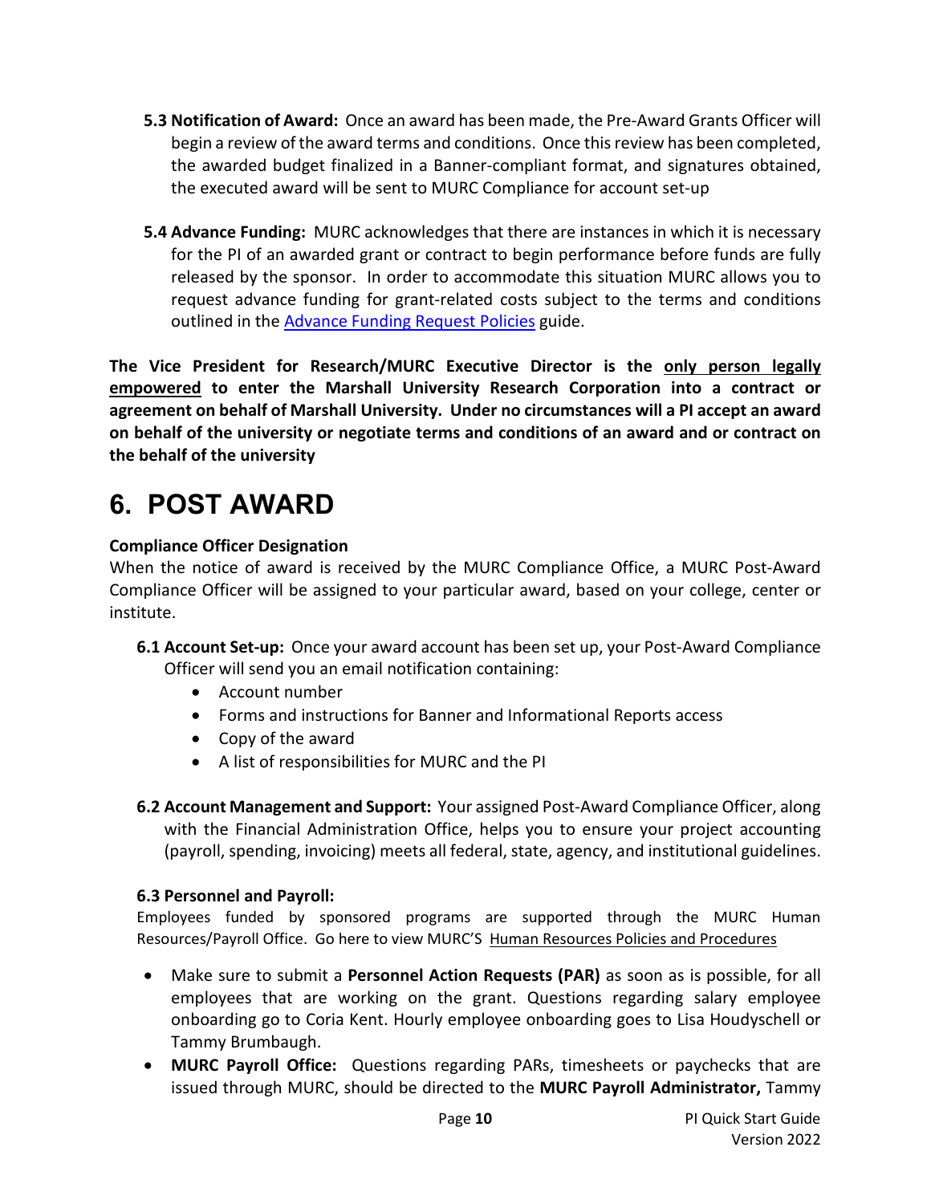**5.3 Notification of Award:** Once an award has been made, the Pre-Award Grants Officer will begin a review of the award terms and conditions. Once this review has been completed, the awarded budget finalized in a Banner-compliant format, and signatures obtained, the executed award will be sent to MURC Compliance for account set-up

**5.4 Advance Funding:** MURC acknowledges that there are instances in which it is necessary for the PI of an awarded grant or contract to begin performance before funds are fully released by the sponsor. In order to accommodate this situation MURC allows you to request advance funding for grant-related costs subject to the terms and conditions outlined in the Advance Funding Request Policies guide.

**The Vice President for Research/MURC Executive Director is the <u>only person legally empowered</u> to enter the Marshall University Research Corporation into a contract or agreement on behalf of Marshall University. Under no circumstances will a PI accept an award on behalf of the university or negotiate terms and conditions of an award and or contract on the behalf of the university**

# 6. POST AWARD

**Compliance Officer Designation**

When the notice of award is received by the MURC Compliance Office, a MURC Post-Award Compliance Officer will be assigned to your particular award, based on your college, center or institute.

**6.1 Account Set-up:** Once your award account has been set up, your Post-Award Compliance Officer will send you an email notification containing:

- Account number
- Forms and instructions for Banner and Informational Reports access
- Copy of the award
- A list of responsibilities for MURC and the PI

**6.2 Account Management and Support:** Your assigned Post-Award Compliance Officer, along with the Financial Administration Office, helps you to ensure your project accounting (payroll, spending, invoicing) meets all federal, state, agency, and institutional guidelines.

**6.3 Personnel and Payroll:**

Employees funded by sponsored programs are supported through the MURC Human Resources/Payroll Office. Go here to view MURC'S Human Resources Policies and Procedures

- Make sure to submit a **Personnel Action Requests (PAR)** as soon as is possible, for all employees that are working on the grant. Questions regarding salary employee onboarding go to Coria Kent. Hourly employee onboarding goes to Lisa Houdyschell or Tammy Brumbaugh.
- **MURC Payroll Office:** Questions regarding PARs, timesheets or paychecks that are issued through MURC, should be directed to the **MURC Payroll Administrator,** Tammy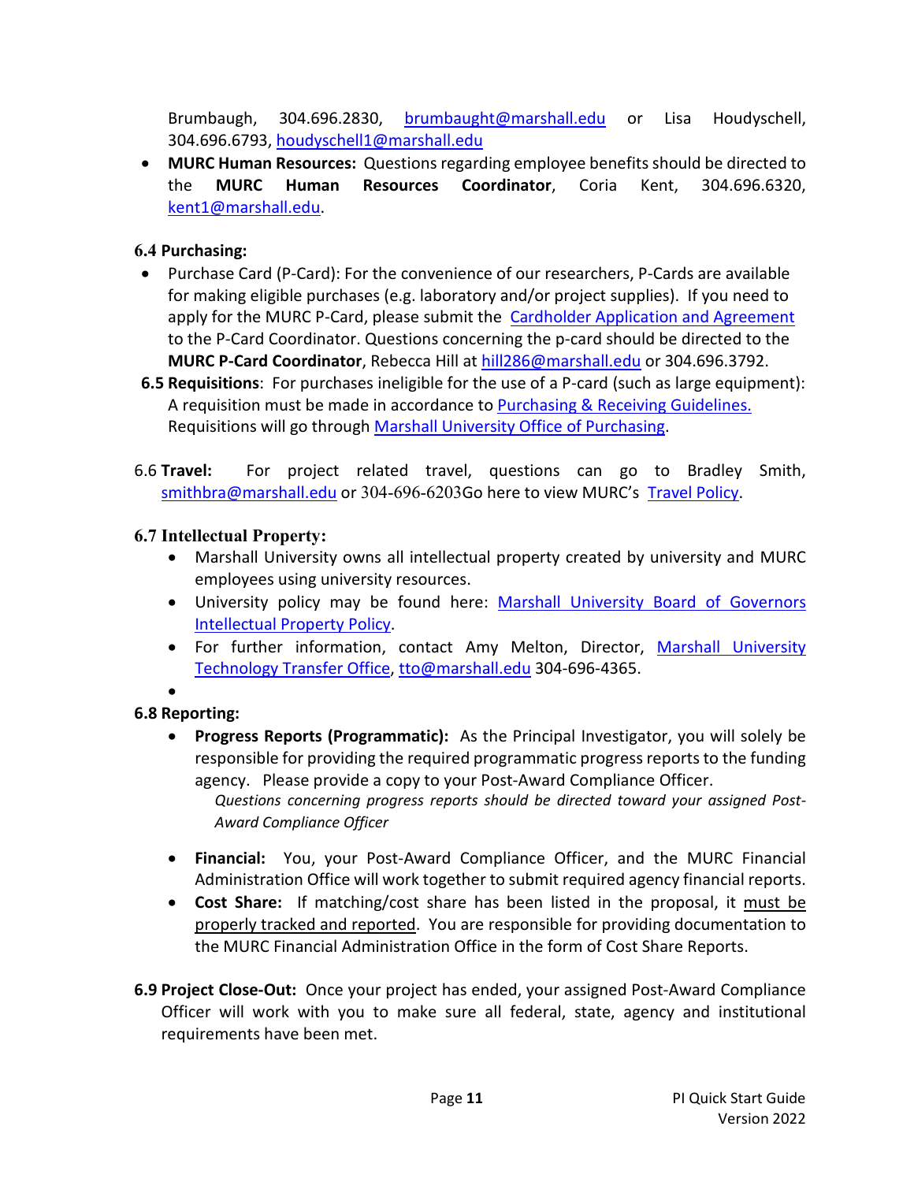Brumbaugh, 304.696.2830, brumbaught@marshall.edu or Lisa Houdyschell, 304.696.6793, houdyschell1@marshall.edu

- **MURC Human Resources:** Questions regarding employee benefits should be directed to the **MURC Human Resources Coordinator**, Coria Kent, 304.696.6320, kent1@marshall.edu.

**6.4 Purchasing:**

- Purchase Card (P-Card): For the convenience of our researchers, P-Cards are available for making eligible purchases (e.g. laboratory and/or project supplies). If you need to apply for the MURC P-Card, please submit the Cardholder Application and Agreement to the P-Card Coordinator. Questions concerning the p-card should be directed to the **MURC P-Card Coordinator**, Rebecca Hill at hill286@marshall.edu or 304.696.3792.

**6.5 Requisitions**: For purchases ineligible for the use of a P-card (such as large equipment): A requisition must be made in accordance to Purchasing & Receiving Guidelines. Requisitions will go through Marshall University Office of Purchasing.

6.6 **Travel:** For project related travel, questions can go to Bradley Smith, smithbra@marshall.edu or 304-696-6203Go here to view MURC's Travel Policy.

**6.7 Intellectual Property:**

- Marshall University owns all intellectual property created by university and MURC employees using university resources.
- University policy may be found here: Marshall University Board of Governors Intellectual Property Policy.
- For further information, contact Amy Melton, Director, Marshall University Technology Transfer Office, tto@marshall.edu 304-696-4365.

**6.8 Reporting:**

- **Progress Reports (Programmatic):** As the Principal Investigator, you will solely be responsible for providing the required programmatic progress reports to the funding agency. Please provide a copy to your Post-Award Compliance Officer.
  *Questions concerning progress reports should be directed toward your assigned Post-Award Compliance Officer*
- **Financial:** You, your Post-Award Compliance Officer, and the MURC Financial Administration Office will work together to submit required agency financial reports.
- **Cost Share:** If matching/cost share has been listed in the proposal, it must be properly tracked and reported. You are responsible for providing documentation to the MURC Financial Administration Office in the form of Cost Share Reports.

**6.9 Project Close-Out:** Once your project has ended, your assigned Post-Award Compliance Officer will work with you to make sure all federal, state, agency and institutional requirements have been met.